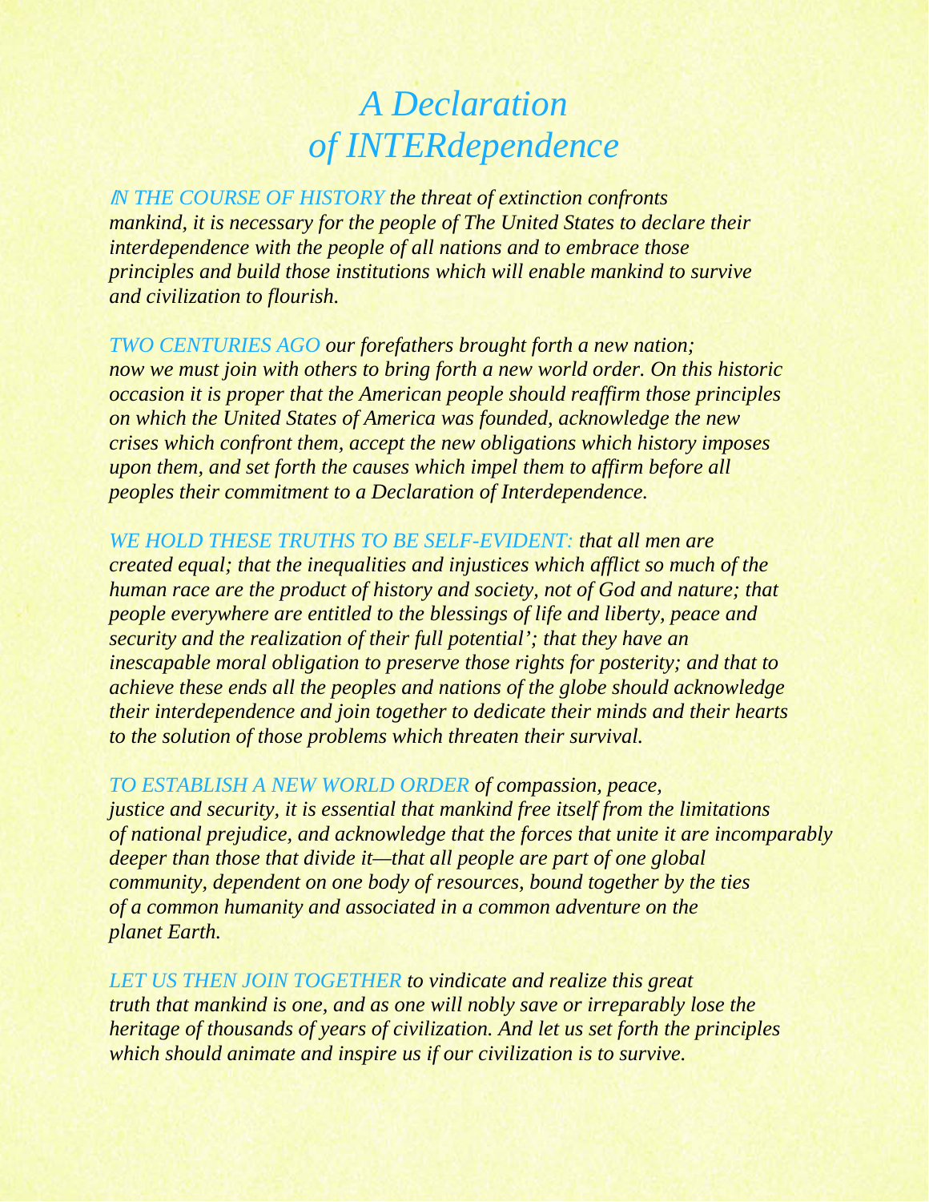# *A Declaration of INTERdependence*

*IN THE COURSE OF HISTORY the threat of extinction confronts mankind, it is necessary for the people of The United States to declare their interdependence with the people of all nations and to embrace those principles and build those institutions which will enable mankind to survive and civilization to flourish.*

*TWO CENTURIES AGO our forefathers brought forth a new nation; now we must join with others to bring forth a new world order. On this historic occasion it is proper that the American people should reaffirm those principles on which the United States of America was founded, acknowledge the new crises which confront them, accept the new obligations which history imposes upon them, and set forth the causes which impel them to affirm before all peoples their commitment to a Declaration of Interdependence.*

*WE HOLD THESE TRUTHS TO BE SELF-EVIDENT: that all men are created equal; that the inequalities and injustices which afflict so much of the human race are the product of history and society, not of God and nature; that people everywhere are entitled to the blessings of life and liberty, peace and security and the realization of their full potential'; that they have an inescapable moral obligation to preserve those rights for posterity; and that to achieve these ends all the peoples and nations of the globe should acknowledge their interdependence and join together to dedicate their minds and their hearts to the solution of those problems which threaten their survival.*

*TO ESTABLISH A NEW WORLD ORDER of compassion, peace, justice and security, it is essential that mankind free itself from the limitations of national prejudice, and acknowledge that the forces that unite it are incomparably deeper than those that divide it—that all people are part of one global community, dependent on one body of resources, bound together by the ties of a common humanity and associated in a common adventure on the planet Earth.*

*LET US THEN JOIN TOGETHER to vindicate and realize this great truth that mankind is one, and as one will nobly save or irreparably lose the heritage of thousands of years of civilization. And let us set forth the principles which should animate and inspire us if our civilization is to survive.*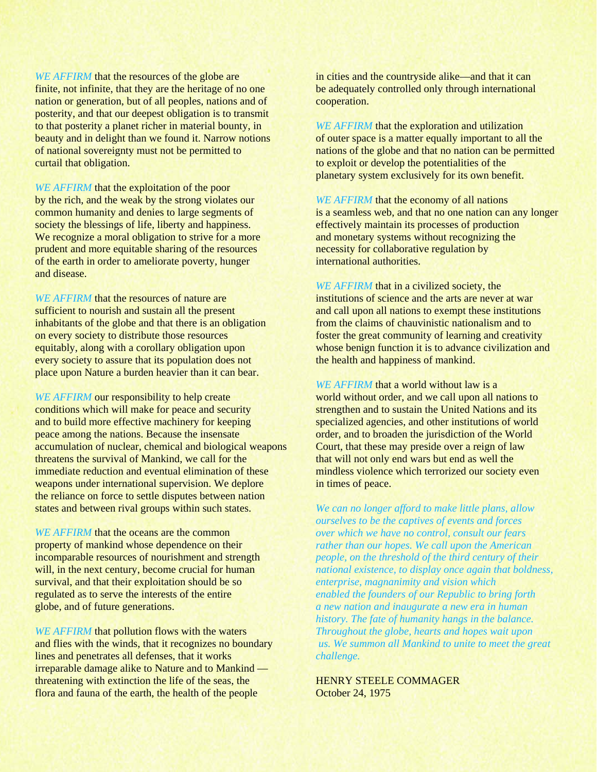*WE AFFIRM* that the resources of the globe are finite, not infinite, that they are the heritage of no one nation or generation, but of all peoples, nations and of posterity, and that our deepest obligation is to transmit to that posterity a planet richer in material bounty, in beauty and in delight than we found it. Narrow notions of national sovereignty must not be permitted to curtail that obligation.

*WE AFFIRM* that the exploitation of the poor by the rich, and the weak by the strong violates our common humanity and denies to large segments of society the blessings of life, liberty and happiness. We recognize a moral obligation to strive for a more prudent and more equitable sharing of the resources of the earth in order to ameliorate poverty, hunger and disease.

*WE AFFIRM* that the resources of nature are sufficient to nourish and sustain all the present inhabitants of the globe and that there is an obligation on every society to distribute those resources equitably, along with a corollary obligation upon every society to assure that its population does not place upon Nature a burden heavier than it can bear.

*WE AFFIRM* our responsibility to help create conditions which will make for peace and security and to build more effective machinery for keeping peace among the nations. Because the insensate accumulation of nuclear, chemical and biological weapons threatens the survival of Mankind, we call for the immediate reduction and eventual elimination of these weapons under international supervision. We deplore the reliance on force to settle disputes between nation states and between rival groups within such states.

*WE AFFIRM* that the oceans are the common property of mankind whose dependence on their incomparable resources of nourishment and strength will, in the next century, become crucial for human survival, and that their exploitation should be so regulated as to serve the interests of the entire globe, and of future generations.

*WE AFFIRM* that pollution flows with the waters and flies with the winds, that it recognizes no boundary lines and penetrates all defenses, that it works irreparable damage alike to Nature and to Mankind — threatening with extinction the life of the seas, the flora and fauna of the earth, the health of the people in cities and the countryside alike—and that it can be adequately controlled only through international cooperation.

*WE AFFIRM* that the exploration and utilization of outer space is a matter equally important to all the nations of the globe and that no nation can be permitted to exploit or develop the potentialities of the planetary system exclusively for its own benefit.

*WE AFFIRM* that the economy of all nations is a seamless web, and that no one nation can any longer effectively maintain its processes of production and monetary systems without recognizing the necessity for collaborative regulation by international authorities.

*WE AFFIRM* that in a civilized society, the institutions of science and the arts are never at war and call upon all nations to exempt these institutions from the claims of chauvinistic nationalism and to foster the great community of learning and creativity whose benign function it is to advance civilization and the health and happiness of mankind.

*WE AFFIRM* that a world without law is a world without order, and we call upon all nations to strengthen and to sustain the United Nations and its specialized agencies, and other institutions of world order, and to broaden the jurisdiction of the World Court, that these may preside over a reign of law that will not only end wars but end as well the mindless violence which terrorized our society even in times of peace.

*We can no longer afford to make little plans, allow ourselves to be the captives of events and forces over which we have no control, consult our fears rather than our hopes. We call upon the American people, on the threshold of the third century of their national existence, to display once again that boldness, enterprise, magnanimity and vision which enabled the founders of our Republic to bring forth a new nation and inaugurate a new era in human history. The fate of humanity hangs in the balance. Throughout the globe, hearts and hopes wait upon us. We summon all Mankind to unite to meet the great challenge.*

HENRY STEELE COMMAGER
October 24, 1975